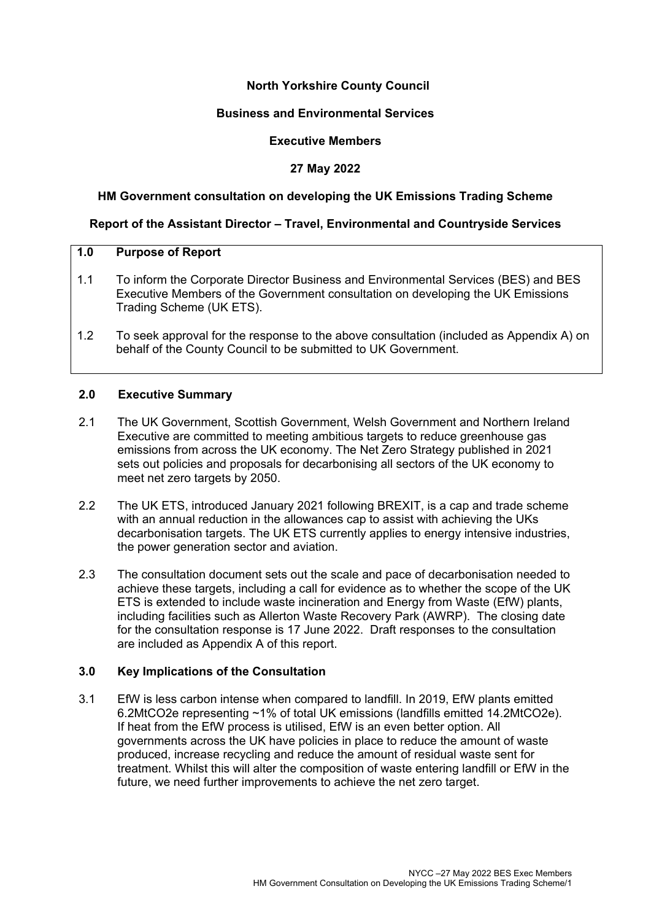**North Yorkshire County Council**

**Business and Environmental Services**

**Executive Members**

**27 May 2022**

**HM Government consultation on developing the UK Emissions Trading Scheme**

**Report of the Assistant Director – Travel, Environmental and Countryside Services**

## 1.0 Purpose of Report

1.1 To inform the Corporate Director Business and Environmental Services (BES) and BES Executive Members of the Government consultation on developing the UK Emissions Trading Scheme (UK ETS).

1.2 To seek approval for the response to the above consultation (included as Appendix A) on behalf of the County Council to be submitted to UK Government.

## 2.0 Executive Summary

2.1 The UK Government, Scottish Government, Welsh Government and Northern Ireland Executive are committed to meeting ambitious targets to reduce greenhouse gas emissions from across the UK economy. The Net Zero Strategy published in 2021 sets out policies and proposals for decarbonising all sectors of the UK economy to meet net zero targets by 2050.

2.2 The UK ETS, introduced January 2021 following BREXIT, is a cap and trade scheme with an annual reduction in the allowances cap to assist with achieving the UKs decarbonisation targets. The UK ETS currently applies to energy intensive industries, the power generation sector and aviation.

2.3 The consultation document sets out the scale and pace of decarbonisation needed to achieve these targets, including a call for evidence as to whether the scope of the UK ETS is extended to include waste incineration and Energy from Waste (EfW) plants, including facilities such as Allerton Waste Recovery Park (AWRP). The closing date for the consultation response is 17 June 2022. Draft responses to the consultation are included as Appendix A of this report.

## 3.0 Key Implications of the Consultation

3.1 EfW is less carbon intense when compared to landfill. In 2019, EfW plants emitted 6.2MtCO2e representing ~1% of total UK emissions (landfills emitted 14.2MtCO2e). If heat from the EfW process is utilised, EfW is an even better option. All governments across the UK have policies in place to reduce the amount of waste produced, increase recycling and reduce the amount of residual waste sent for treatment. Whilst this will alter the composition of waste entering landfill or EfW in the future, we need further improvements to achieve the net zero target.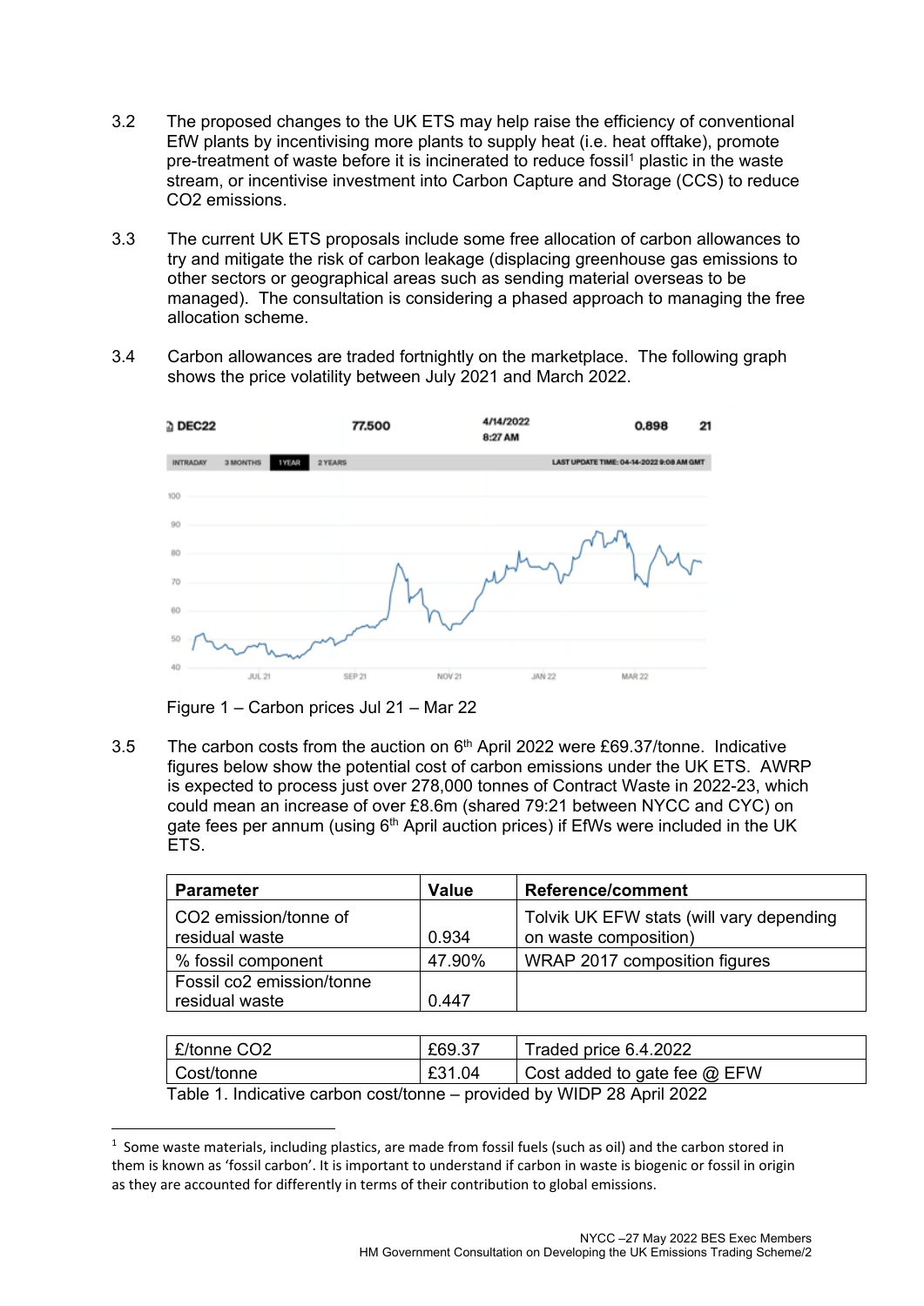3.2 The proposed changes to the UK ETS may help raise the efficiency of conventional EfW plants by incentivising more plants to supply heat (i.e. heat offtake), promote pre-treatment of waste before it is incinerated to reduce fossil[1] plastic in the waste stream, or incentivise investment into Carbon Capture and Storage (CCS) to reduce CO2 emissions.

3.3 The current UK ETS proposals include some free allocation of carbon allowances to try and mitigate the risk of carbon leakage (displacing greenhouse gas emissions to other sectors or geographical areas such as sending material overseas to be managed). The consultation is considering a phased approach to managing the free allocation scheme.

3.4 Carbon allowances are traded fortnightly on the marketplace. The following graph shows the price volatility between July 2021 and March 2022.

DEC22 77.500 4/14/2022 8:27 AM 0.898 21

INTRADAY 3 MONTHS 1 YEAR 2 YEARS

LAST UPDATE TIME: 04-14-2022 9:08 AM GMT

100
90
80
70
60
50
40

JUL 21 SEP 21 NOV 21 JAN 22 MAR 22

Figure 1 – Carbon prices Jul 21 – Mar 22

3.5 The carbon costs from the auction on 6th April 2022 were £69.37/tonne. Indicative figures below show the potential cost of carbon emissions under the UK ETS. AWRP is expected to process just over 278,000 tonnes of Contract Waste in 2022-23, which could mean an increase of over £8.6m (shared 79:21 between NYCC and CYC) on gate fees per annum (using 6th April auction prices) if EfWs were included in the UK ETS.

| Parameter | Value | Reference/comment |
|---|---|---|
| CO2 emission/tonne of residual waste | 0.934 | Tolvik UK EFW stats (will vary depending on waste composition) |
| % fossil component | 47.90% | WRAP 2017 composition figures |
| Fossil co2 emission/tonne residual waste | 0.447 | |
| £/tonne CO2 | £69.37 | Traded price 6.4.2022 |
| Cost/tonne | £31.04 | Cost added to gate fee @ EFW |

Table 1. Indicative carbon cost/tonne – provided by WIDP 28 April 2022

[1] Some waste materials, including plastics, are made from fossil fuels (such as oil) and the carbon stored in them is known as 'fossil carbon'. It is important to understand if carbon in waste is biogenic or fossil in origin as they are accounted for differently in terms of their contribution to global emissions.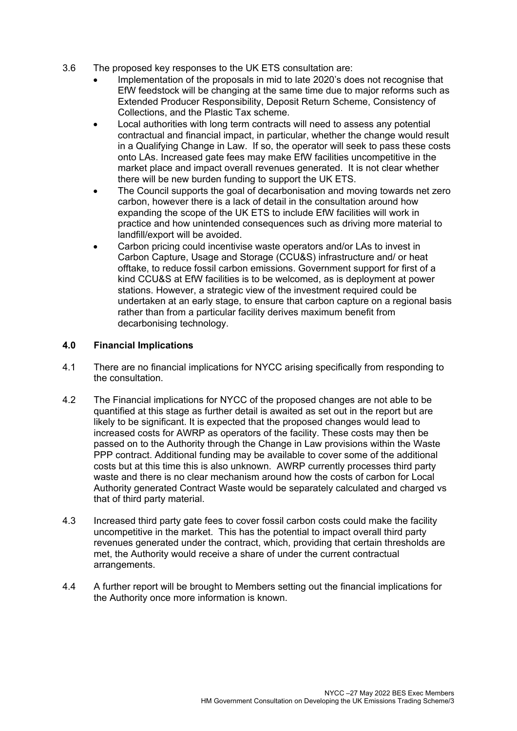3.6 The proposed key responses to the UK ETS consultation are:

- Implementation of the proposals in mid to late 2020's does not recognise that EfW feedstock will be changing at the same time due to major reforms such as Extended Producer Responsibility, Deposit Return Scheme, Consistency of Collections, and the Plastic Tax scheme.
- Local authorities with long term contracts will need to assess any potential contractual and financial impact, in particular, whether the change would result in a Qualifying Change in Law. If so, the operator will seek to pass these costs onto LAs. Increased gate fees may make EfW facilities uncompetitive in the market place and impact overall revenues generated. It is not clear whether there will be new burden funding to support the UK ETS.
- The Council supports the goal of decarbonisation and moving towards net zero carbon, however there is a lack of detail in the consultation around how expanding the scope of the UK ETS to include EfW facilities will work in practice and how unintended consequences such as driving more material to landfill/export will be avoided.
- Carbon pricing could incentivise waste operators and/or LAs to invest in Carbon Capture, Usage and Storage (CCU&S) infrastructure and/ or heat offtake, to reduce fossil carbon emissions. Government support for first of a kind CCU&S at EfW facilities is to be welcomed, as is deployment at power stations. However, a strategic view of the investment required could be undertaken at an early stage, to ensure that carbon capture on a regional basis rather than from a particular facility derives maximum benefit from decarbonising technology.

## 4.0 Financial Implications

4.1 There are no financial implications for NYCC arising specifically from responding to the consultation.

4.2 The Financial implications for NYCC of the proposed changes are not able to be quantified at this stage as further detail is awaited as set out in the report but are likely to be significant. It is expected that the proposed changes would lead to increased costs for AWRP as operators of the facility. These costs may then be passed on to the Authority through the Change in Law provisions within the Waste PPP contract. Additional funding may be available to cover some of the additional costs but at this time this is also unknown. AWRP currently processes third party waste and there is no clear mechanism around how the costs of carbon for Local Authority generated Contract Waste would be separately calculated and charged vs that of third party material.

4.3 Increased third party gate fees to cover fossil carbon costs could make the facility uncompetitive in the market. This has the potential to impact overall third party revenues generated under the contract, which, providing that certain thresholds are met, the Authority would receive a share of under the current contractual arrangements.

4.4 A further report will be brought to Members setting out the financial implications for the Authority once more information is known.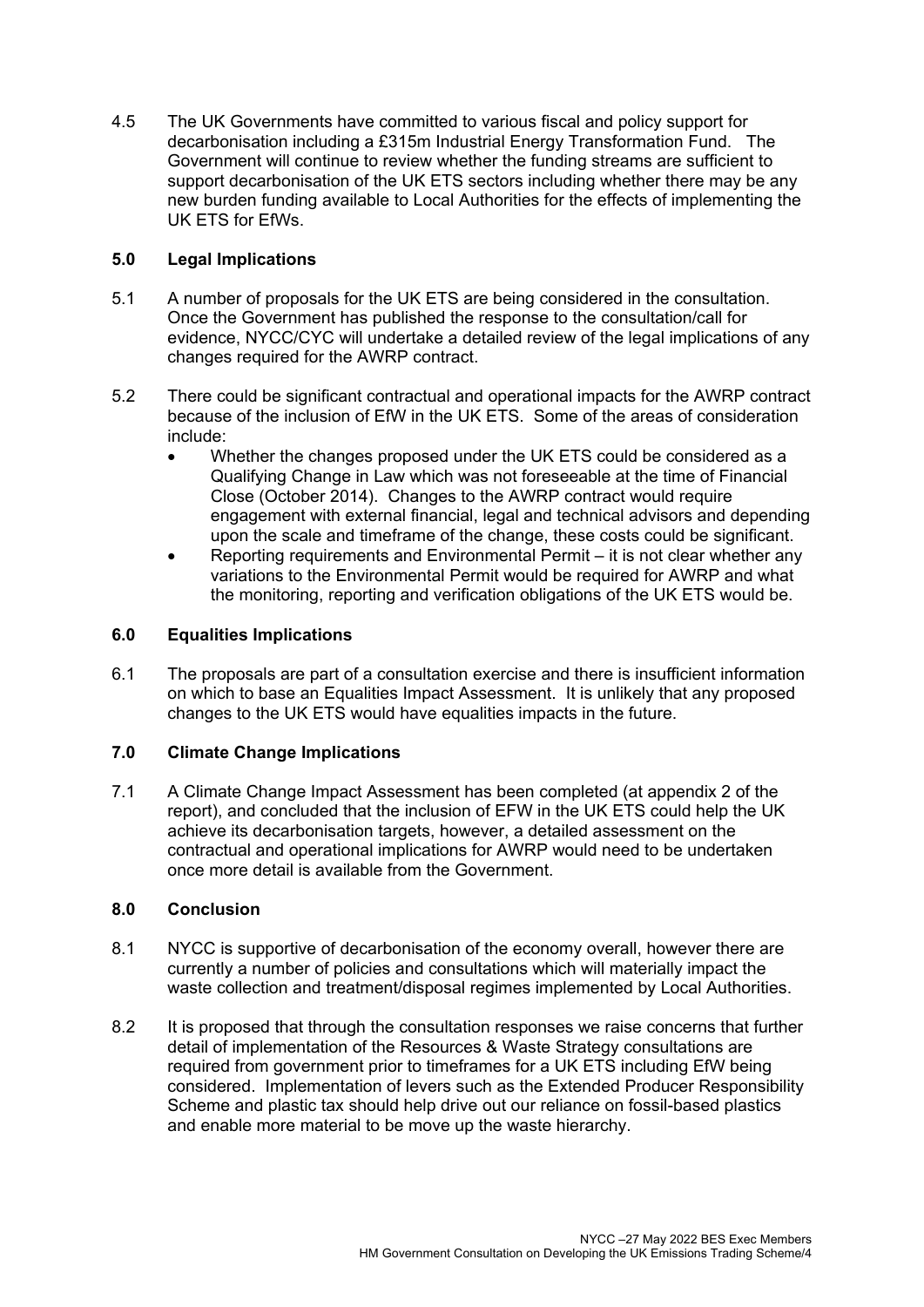4.5 The UK Governments have committed to various fiscal and policy support for decarbonisation including a £315m Industrial Energy Transformation Fund. The Government will continue to review whether the funding streams are sufficient to support decarbonisation of the UK ETS sectors including whether there may be any new burden funding available to Local Authorities for the effects of implementing the UK ETS for EfWs.

## 5.0 Legal Implications

5.1 A number of proposals for the UK ETS are being considered in the consultation. Once the Government has published the response to the consultation/call for evidence, NYCC/CYC will undertake a detailed review of the legal implications of any changes required for the AWRP contract.

5.2 There could be significant contractual and operational impacts for the AWRP contract because of the inclusion of EfW in the UK ETS. Some of the areas of consideration include:

- Whether the changes proposed under the UK ETS could be considered as a Qualifying Change in Law which was not foreseeable at the time of Financial Close (October 2014). Changes to the AWRP contract would require engagement with external financial, legal and technical advisors and depending upon the scale and timeframe of the change, these costs could be significant.
- Reporting requirements and Environmental Permit – it is not clear whether any variations to the Environmental Permit would be required for AWRP and what the monitoring, reporting and verification obligations of the UK ETS would be.

## 6.0 Equalities Implications

6.1 The proposals are part of a consultation exercise and there is insufficient information on which to base an Equalities Impact Assessment. It is unlikely that any proposed changes to the UK ETS would have equalities impacts in the future.

## 7.0 Climate Change Implications

7.1 A Climate Change Impact Assessment has been completed (at appendix 2 of the report), and concluded that the inclusion of EFW in the UK ETS could help the UK achieve its decarbonisation targets, however, a detailed assessment on the contractual and operational implications for AWRP would need to be undertaken once more detail is available from the Government.

## 8.0 Conclusion

8.1 NYCC is supportive of decarbonisation of the economy overall, however there are currently a number of policies and consultations which will materially impact the waste collection and treatment/disposal regimes implemented by Local Authorities.

8.2 It is proposed that through the consultation responses we raise concerns that further detail of implementation of the Resources & Waste Strategy consultations are required from government prior to timeframes for a UK ETS including EfW being considered. Implementation of levers such as the Extended Producer Responsibility Scheme and plastic tax should help drive out our reliance on fossil-based plastics and enable more material to be move up the waste hierarchy.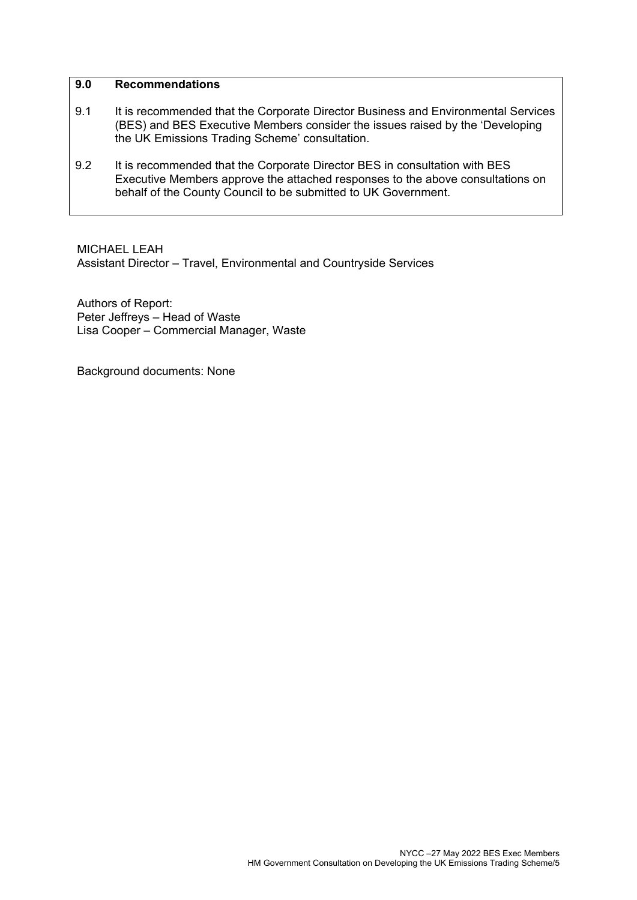## 9.0 Recommendations

9.1 It is recommended that the Corporate Director Business and Environmental Services (BES) and BES Executive Members consider the issues raised by the 'Developing the UK Emissions Trading Scheme' consultation.

9.2 It is recommended that the Corporate Director BES in consultation with BES Executive Members approve the attached responses to the above consultations on behalf of the County Council to be submitted to UK Government.

MICHAEL LEAH
Assistant Director – Travel, Environmental and Countryside Services

Authors of Report:
Peter Jeffreys – Head of Waste
Lisa Cooper – Commercial Manager, Waste

Background documents: None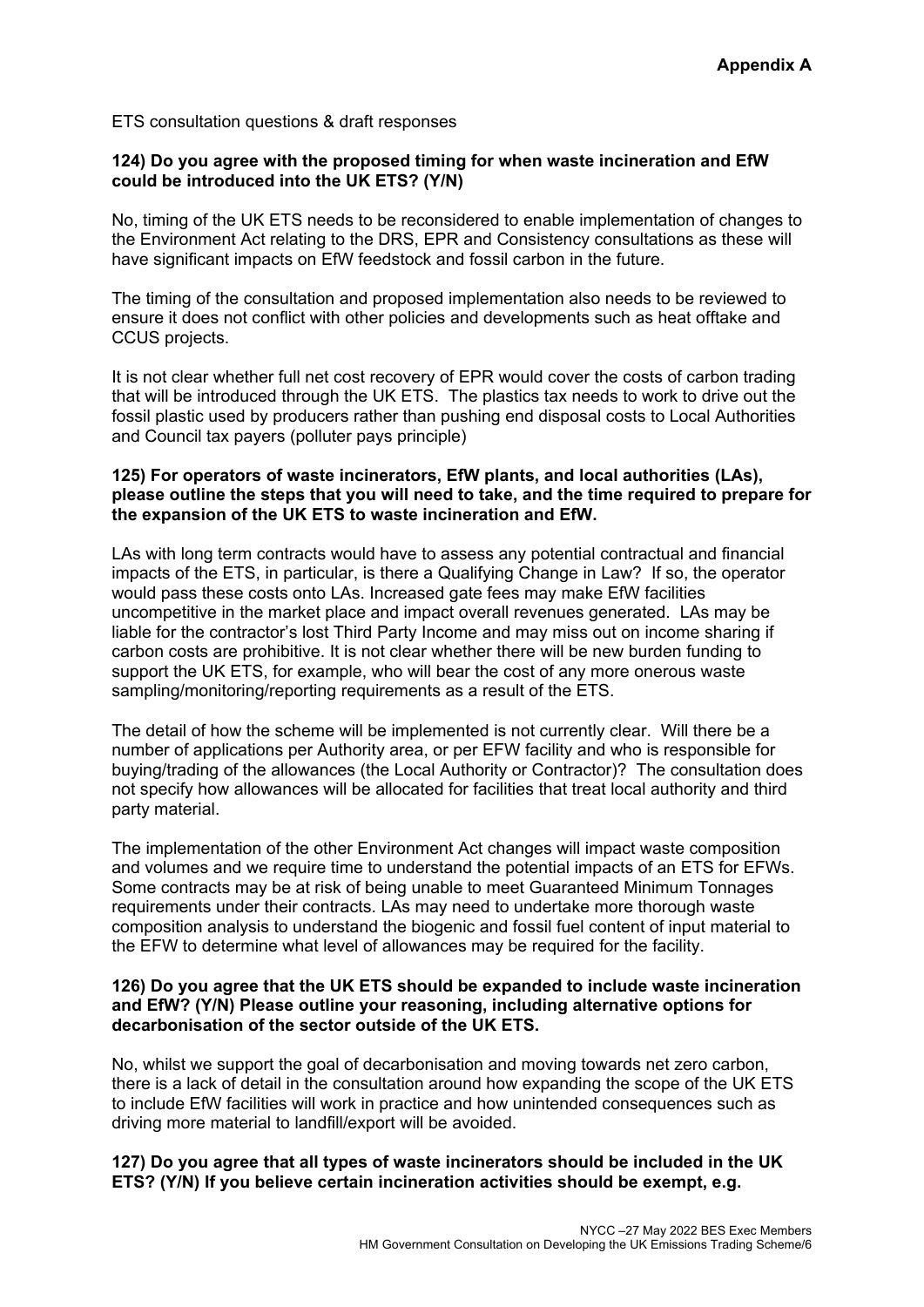**Appendix A**

ETS consultation questions & draft responses

**124) Do you agree with the proposed timing for when waste incineration and EfW could be introduced into the UK ETS? (Y/N)**

No, timing of the UK ETS needs to be reconsidered to enable implementation of changes to the Environment Act relating to the DRS, EPR and Consistency consultations as these will have significant impacts on EfW feedstock and fossil carbon in the future.

The timing of the consultation and proposed implementation also needs to be reviewed to ensure it does not conflict with other policies and developments such as heat offtake and CCUS projects.

It is not clear whether full net cost recovery of EPR would cover the costs of carbon trading that will be introduced through the UK ETS. The plastics tax needs to work to drive out the fossil plastic used by producers rather than pushing end disposal costs to Local Authorities and Council tax payers (polluter pays principle)

**125) For operators of waste incinerators, EfW plants, and local authorities (LAs), please outline the steps that you will need to take, and the time required to prepare for the expansion of the UK ETS to waste incineration and EfW.**

LAs with long term contracts would have to assess any potential contractual and financial impacts of the ETS, in particular, is there a Qualifying Change in Law? If so, the operator would pass these costs onto LAs. Increased gate fees may make EfW facilities uncompetitive in the market place and impact overall revenues generated. LAs may be liable for the contractor's lost Third Party Income and may miss out on income sharing if carbon costs are prohibitive. It is not clear whether there will be new burden funding to support the UK ETS, for example, who will bear the cost of any more onerous waste sampling/monitoring/reporting requirements as a result of the ETS.

The detail of how the scheme will be implemented is not currently clear. Will there be a number of applications per Authority area, or per EFW facility and who is responsible for buying/trading of the allowances (the Local Authority or Contractor)? The consultation does not specify how allowances will be allocated for facilities that treat local authority and third party material.

The implementation of the other Environment Act changes will impact waste composition and volumes and we require time to understand the potential impacts of an ETS for EFWs. Some contracts may be at risk of being unable to meet Guaranteed Minimum Tonnages requirements under their contracts. LAs may need to undertake more thorough waste composition analysis to understand the biogenic and fossil fuel content of input material to the EFW to determine what level of allowances may be required for the facility.

**126) Do you agree that the UK ETS should be expanded to include waste incineration and EfW? (Y/N) Please outline your reasoning, including alternative options for decarbonisation of the sector outside of the UK ETS.**

No, whilst we support the goal of decarbonisation and moving towards net zero carbon, there is a lack of detail in the consultation around how expanding the scope of the UK ETS to include EfW facilities will work in practice and how unintended consequences such as driving more material to landfill/export will be avoided.

**127) Do you agree that all types of waste incinerators should be included in the UK ETS? (Y/N) If you believe certain incineration activities should be exempt, e.g.**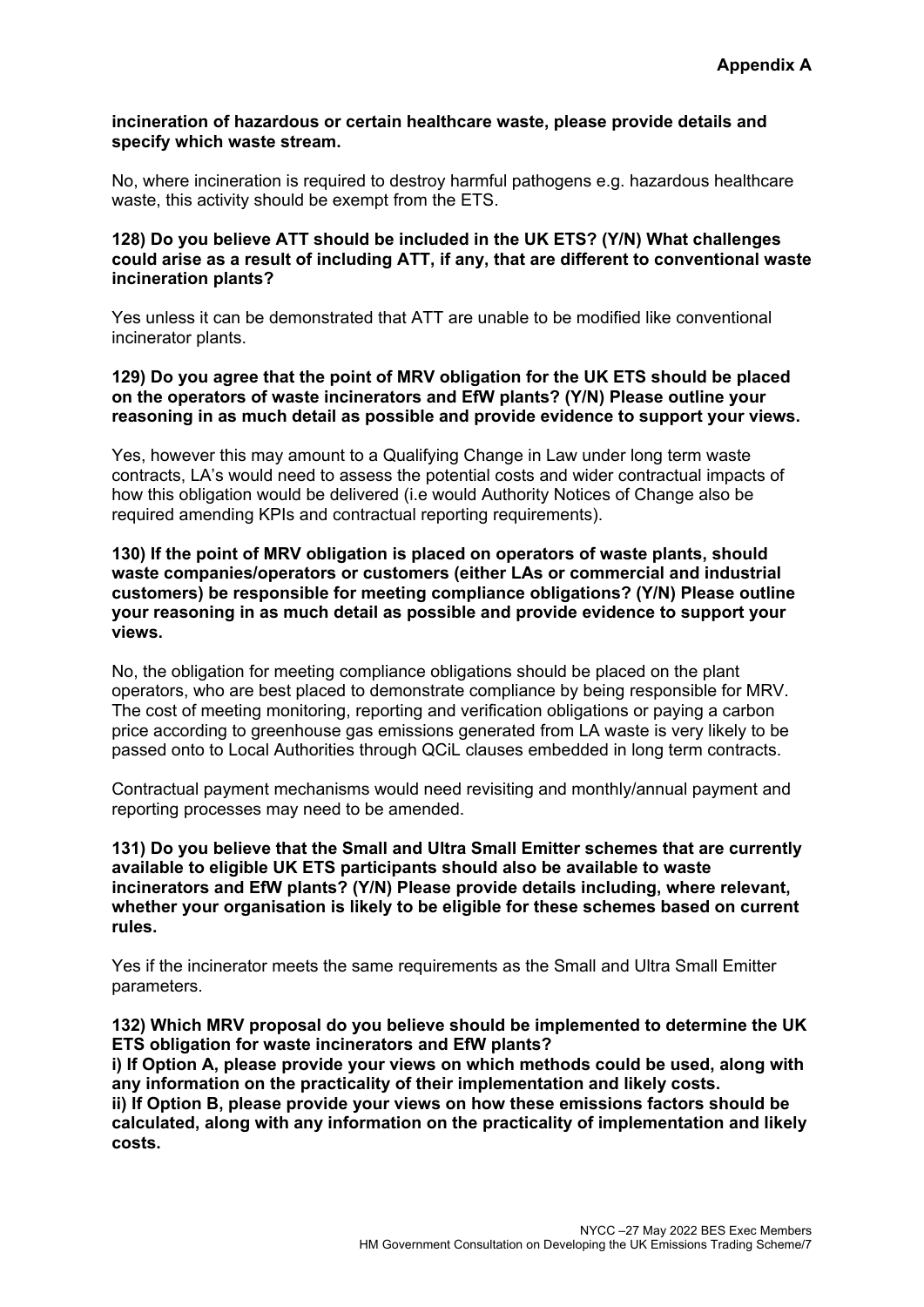**incineration of hazardous or certain healthcare waste, please provide details and specify which waste stream.**

No, where incineration is required to destroy harmful pathogens e.g. hazardous healthcare waste, this activity should be exempt from the ETS.

**128) Do you believe ATT should be included in the UK ETS? (Y/N) What challenges could arise as a result of including ATT, if any, that are different to conventional waste incineration plants?**

Yes unless it can be demonstrated that ATT are unable to be modified like conventional incinerator plants.

**129) Do you agree that the point of MRV obligation for the UK ETS should be placed on the operators of waste incinerators and EfW plants? (Y/N) Please outline your reasoning in as much detail as possible and provide evidence to support your views.**

Yes, however this may amount to a Qualifying Change in Law under long term waste contracts, LA's would need to assess the potential costs and wider contractual impacts of how this obligation would be delivered (i.e would Authority Notices of Change also be required amending KPIs and contractual reporting requirements).

**130) If the point of MRV obligation is placed on operators of waste plants, should waste companies/operators or customers (either LAs or commercial and industrial customers) be responsible for meeting compliance obligations? (Y/N) Please outline your reasoning in as much detail as possible and provide evidence to support your views.**

No, the obligation for meeting compliance obligations should be placed on the plant operators, who are best placed to demonstrate compliance by being responsible for MRV. The cost of meeting monitoring, reporting and verification obligations or paying a carbon price according to greenhouse gas emissions generated from LA waste is very likely to be passed onto to Local Authorities through QCiL clauses embedded in long term contracts.

Contractual payment mechanisms would need revisiting and monthly/annual payment and reporting processes may need to be amended.

**131) Do you believe that the Small and Ultra Small Emitter schemes that are currently available to eligible UK ETS participants should also be available to waste incinerators and EfW plants? (Y/N) Please provide details including, where relevant, whether your organisation is likely to be eligible for these schemes based on current rules.**

Yes if the incinerator meets the same requirements as the Small and Ultra Small Emitter parameters.

**132) Which MRV proposal do you believe should be implemented to determine the UK ETS obligation for waste incinerators and EfW plants?**
**i) If Option A, please provide your views on which methods could be used, along with any information on the practicality of their implementation and likely costs.**
**ii) If Option B, please provide your views on how these emissions factors should be calculated, along with any information on the practicality of implementation and likely costs.**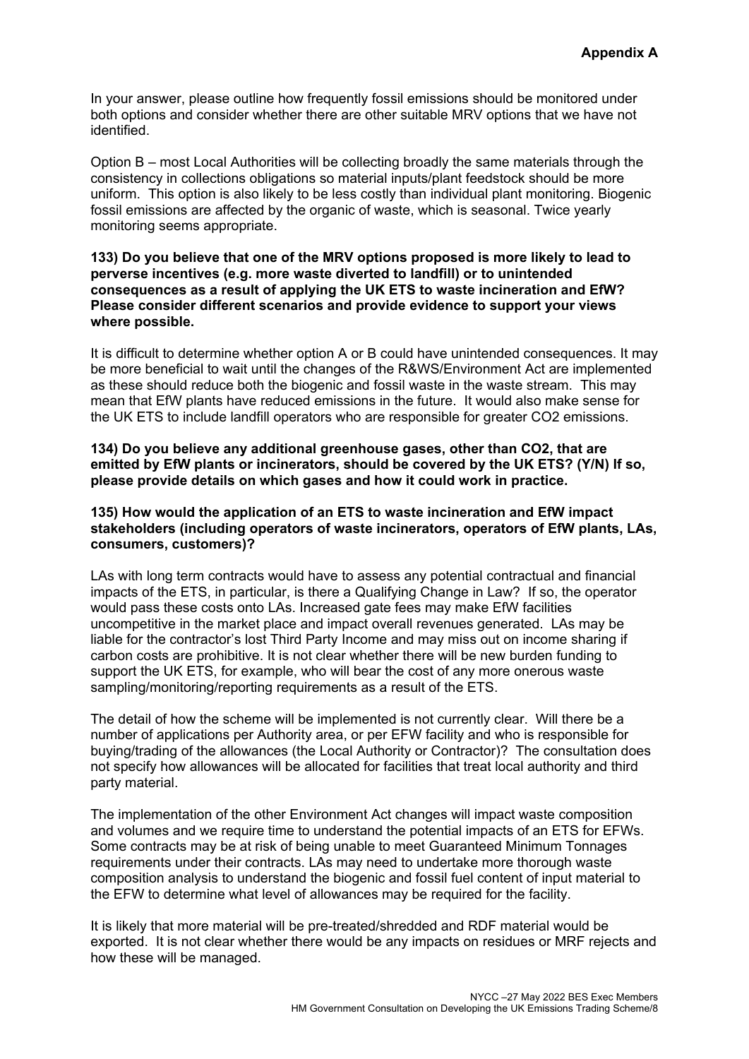**Appendix A**

In your answer, please outline how frequently fossil emissions should be monitored under both options and consider whether there are other suitable MRV options that we have not identified.

Option B – most Local Authorities will be collecting broadly the same materials through the consistency in collections obligations so material inputs/plant feedstock should be more uniform. This option is also likely to be less costly than individual plant monitoring. Biogenic fossil emissions are affected by the organic of waste, which is seasonal. Twice yearly monitoring seems appropriate.

**133) Do you believe that one of the MRV options proposed is more likely to lead to perverse incentives (e.g. more waste diverted to landfill) or to unintended consequences as a result of applying the UK ETS to waste incineration and EfW? Please consider different scenarios and provide evidence to support your views where possible.**

It is difficult to determine whether option A or B could have unintended consequences. It may be more beneficial to wait until the changes of the R&WS/Environment Act are implemented as these should reduce both the biogenic and fossil waste in the waste stream. This may mean that EfW plants have reduced emissions in the future. It would also make sense for the UK ETS to include landfill operators who are responsible for greater $CO_2$ emissions.

**134) Do you believe any additional greenhouse gases, other than $CO_2$, that are emitted by EfW plants or incinerators, should be covered by the UK ETS? (Y/N) If so, please provide details on which gases and how it could work in practice.**

**135) How would the application of an ETS to waste incineration and EfW impact stakeholders (including operators of waste incinerators, operators of EfW plants, LAs, consumers, customers)?**

LAs with long term contracts would have to assess any potential contractual and financial impacts of the ETS, in particular, is there a Qualifying Change in Law? If so, the operator would pass these costs onto LAs. Increased gate fees may make EfW facilities uncompetitive in the market place and impact overall revenues generated. LAs may be liable for the contractor's lost Third Party Income and may miss out on income sharing if carbon costs are prohibitive. It is not clear whether there will be new burden funding to support the UK ETS, for example, who will bear the cost of any more onerous waste sampling/monitoring/reporting requirements as a result of the ETS.

The detail of how the scheme will be implemented is not currently clear. Will there be a number of applications per Authority area, or per EFW facility and who is responsible for buying/trading of the allowances (the Local Authority or Contractor)? The consultation does not specify how allowances will be allocated for facilities that treat local authority and third party material.

The implementation of the other Environment Act changes will impact waste composition and volumes and we require time to understand the potential impacts of an ETS for EFWs. Some contracts may be at risk of being unable to meet Guaranteed Minimum Tonnages requirements under their contracts. LAs may need to undertake more thorough waste composition analysis to understand the biogenic and fossil fuel content of input material to the EFW to determine what level of allowances may be required for the facility.

It is likely that more material will be pre-treated/shredded and RDF material would be exported. It is not clear whether there would be any impacts on residues or MRF rejects and how these will be managed.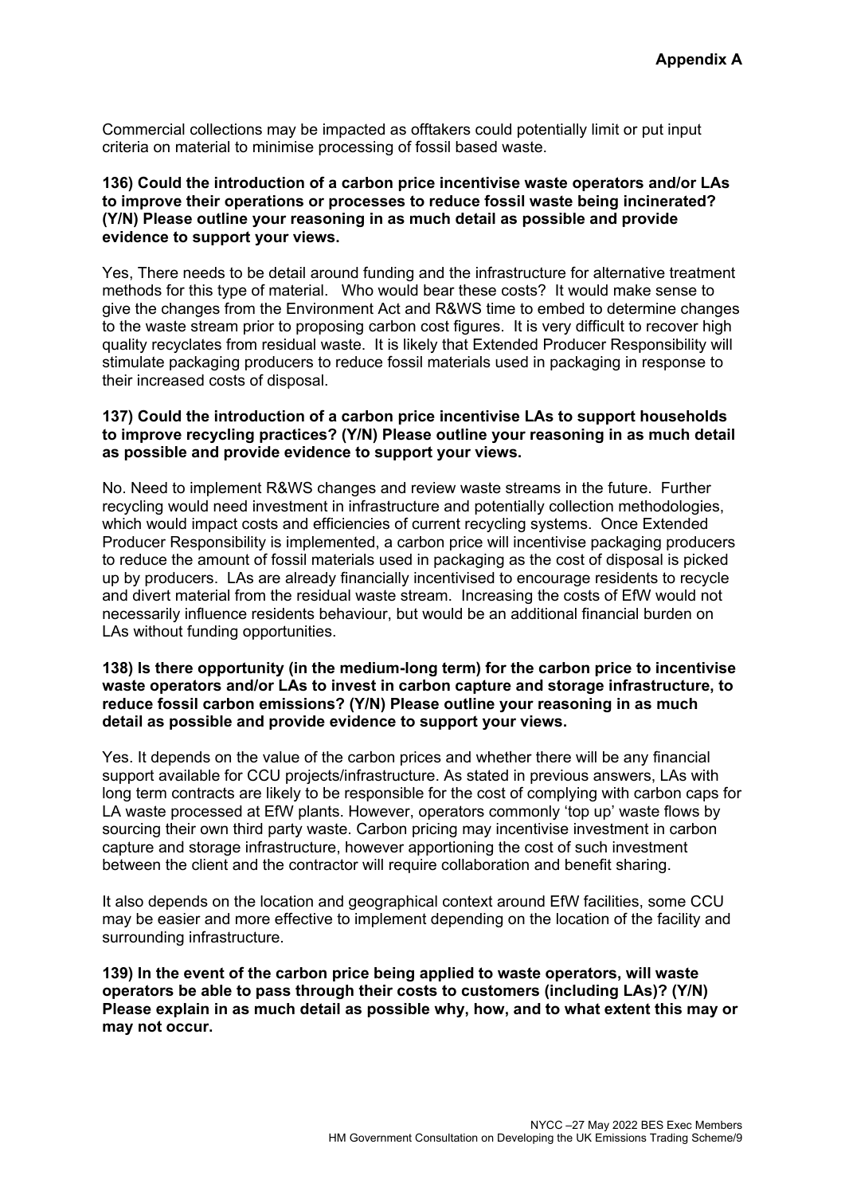Commercial collections may be impacted as offtakers could potentially limit or put input criteria on material to minimise processing of fossil based waste.

**136) Could the introduction of a carbon price incentivise waste operators and/or LAs to improve their operations or processes to reduce fossil waste being incinerated? (Y/N) Please outline your reasoning in as much detail as possible and provide evidence to support your views.**

Yes, There needs to be detail around funding and the infrastructure for alternative treatment methods for this type of material. Who would bear these costs? It would make sense to give the changes from the Environment Act and R&WS time to embed to determine changes to the waste stream prior to proposing carbon cost figures. It is very difficult to recover high quality recyclates from residual waste. It is likely that Extended Producer Responsibility will stimulate packaging producers to reduce fossil materials used in packaging in response to their increased costs of disposal.

**137) Could the introduction of a carbon price incentivise LAs to support households to improve recycling practices? (Y/N) Please outline your reasoning in as much detail as possible and provide evidence to support your views.**

No. Need to implement R&WS changes and review waste streams in the future. Further recycling would need investment in infrastructure and potentially collection methodologies, which would impact costs and efficiencies of current recycling systems. Once Extended Producer Responsibility is implemented, a carbon price will incentivise packaging producers to reduce the amount of fossil materials used in packaging as the cost of disposal is picked up by producers. LAs are already financially incentivised to encourage residents to recycle and divert material from the residual waste stream. Increasing the costs of EfW would not necessarily influence residents behaviour, but would be an additional financial burden on LAs without funding opportunities.

**138) Is there opportunity (in the medium-long term) for the carbon price to incentivise waste operators and/or LAs to invest in carbon capture and storage infrastructure, to reduce fossil carbon emissions? (Y/N) Please outline your reasoning in as much detail as possible and provide evidence to support your views.**

Yes. It depends on the value of the carbon prices and whether there will be any financial support available for CCU projects/infrastructure. As stated in previous answers, LAs with long term contracts are likely to be responsible for the cost of complying with carbon caps for LA waste processed at EfW plants. However, operators commonly 'top up' waste flows by sourcing their own third party waste. Carbon pricing may incentivise investment in carbon capture and storage infrastructure, however apportioning the cost of such investment between the client and the contractor will require collaboration and benefit sharing.

It also depends on the location and geographical context around EfW facilities, some CCU may be easier and more effective to implement depending on the location of the facility and surrounding infrastructure.

**139) In the event of the carbon price being applied to waste operators, will waste operators be able to pass through their costs to customers (including LAs)? (Y/N) Please explain in as much detail as possible why, how, and to what extent this may or may not occur.**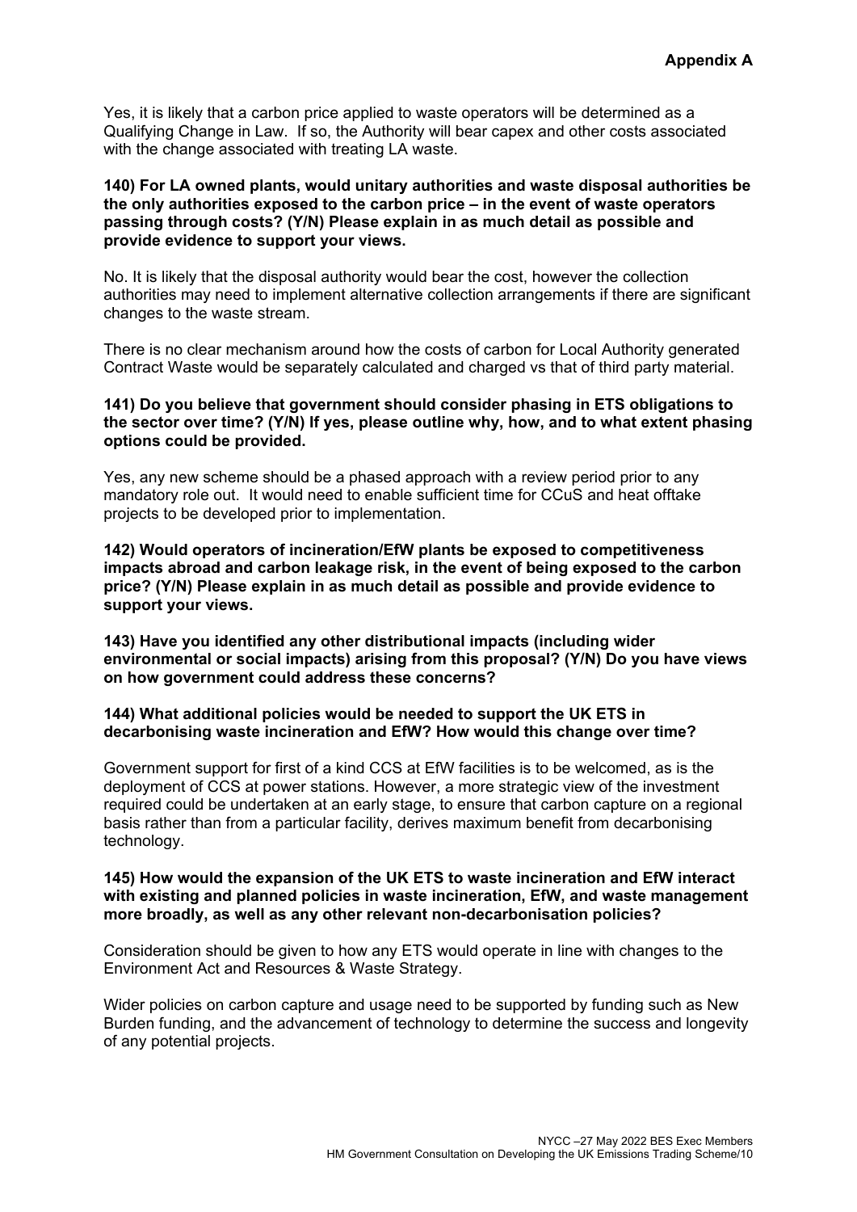Yes, it is likely that a carbon price applied to waste operators will be determined as a Qualifying Change in Law. If so, the Authority will bear capex and other costs associated with the change associated with treating LA waste.

**140) For LA owned plants, would unitary authorities and waste disposal authorities be the only authorities exposed to the carbon price – in the event of waste operators passing through costs? (Y/N) Please explain in as much detail as possible and provide evidence to support your views.**

No. It is likely that the disposal authority would bear the cost, however the collection authorities may need to implement alternative collection arrangements if there are significant changes to the waste stream.

There is no clear mechanism around how the costs of carbon for Local Authority generated Contract Waste would be separately calculated and charged vs that of third party material.

**141) Do you believe that government should consider phasing in ETS obligations to the sector over time? (Y/N) If yes, please outline why, how, and to what extent phasing options could be provided.**

Yes, any new scheme should be a phased approach with a review period prior to any mandatory role out. It would need to enable sufficient time for CCuS and heat offtake projects to be developed prior to implementation.

**142) Would operators of incineration/EfW plants be exposed to competitiveness impacts abroad and carbon leakage risk, in the event of being exposed to the carbon price? (Y/N) Please explain in as much detail as possible and provide evidence to support your views.**

**143) Have you identified any other distributional impacts (including wider environmental or social impacts) arising from this proposal? (Y/N) Do you have views on how government could address these concerns?**

**144) What additional policies would be needed to support the UK ETS in decarbonising waste incineration and EfW? How would this change over time?**

Government support for first of a kind CCS at EfW facilities is to be welcomed, as is the deployment of CCS at power stations. However, a more strategic view of the investment required could be undertaken at an early stage, to ensure that carbon capture on a regional basis rather than from a particular facility, derives maximum benefit from decarbonising technology.

**145) How would the expansion of the UK ETS to waste incineration and EfW interact with existing and planned policies in waste incineration, EfW, and waste management more broadly, as well as any other relevant non-decarbonisation policies?**

Consideration should be given to how any ETS would operate in line with changes to the Environment Act and Resources & Waste Strategy.

Wider policies on carbon capture and usage need to be supported by funding such as New Burden funding, and the advancement of technology to determine the success and longevity of any potential projects.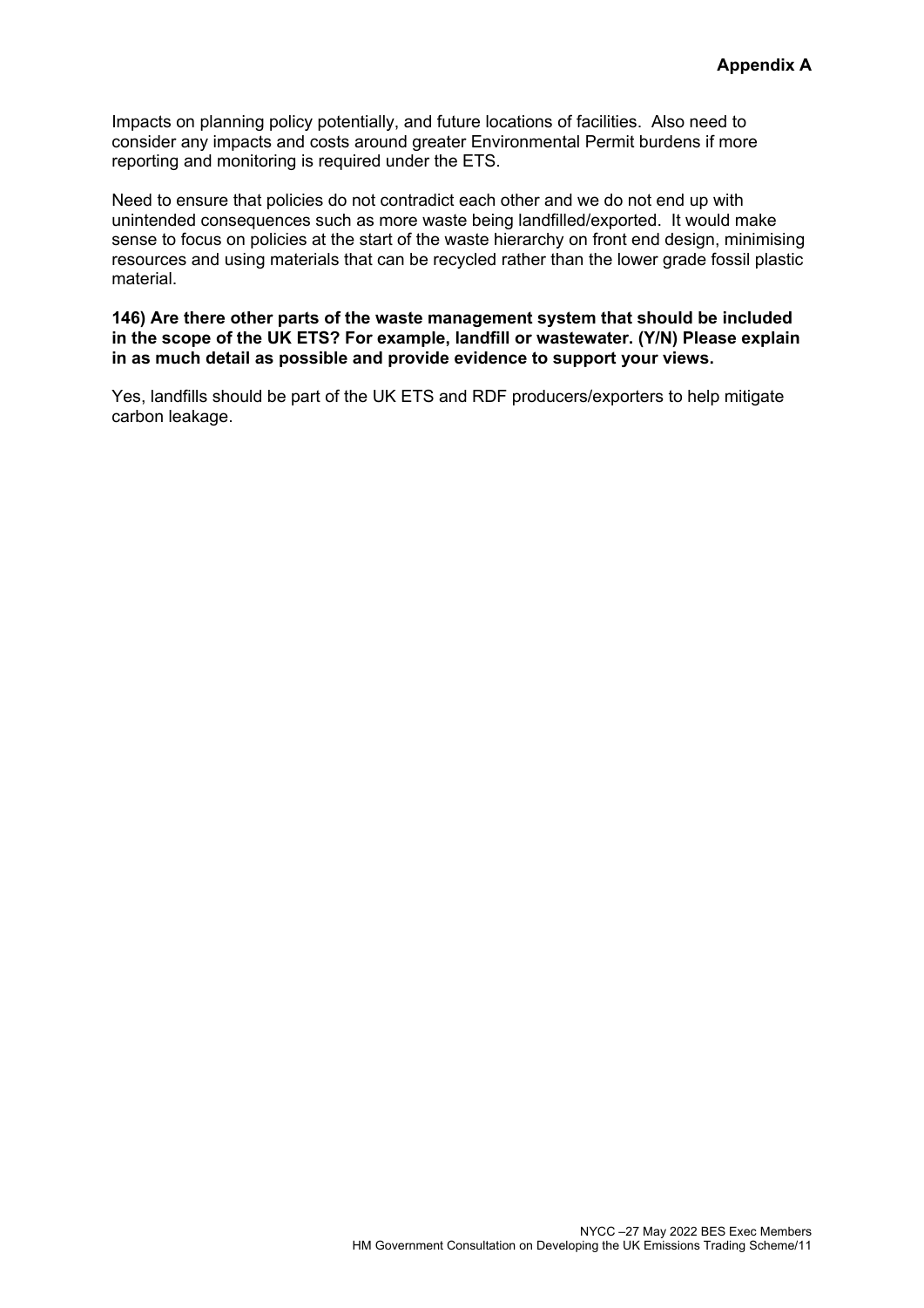Impacts on planning policy potentially, and future locations of facilities. Also need to consider any impacts and costs around greater Environmental Permit burdens if more reporting and monitoring is required under the ETS.

Need to ensure that policies do not contradict each other and we do not end up with unintended consequences such as more waste being landfilled/exported. It would make sense to focus on policies at the start of the waste hierarchy on front end design, minimising resources and using materials that can be recycled rather than the lower grade fossil plastic material.

**146) Are there other parts of the waste management system that should be included in the scope of the UK ETS? For example, landfill or wastewater. (Y/N) Please explain in as much detail as possible and provide evidence to support your views.**

Yes, landfills should be part of the UK ETS and RDF producers/exporters to help mitigate carbon leakage.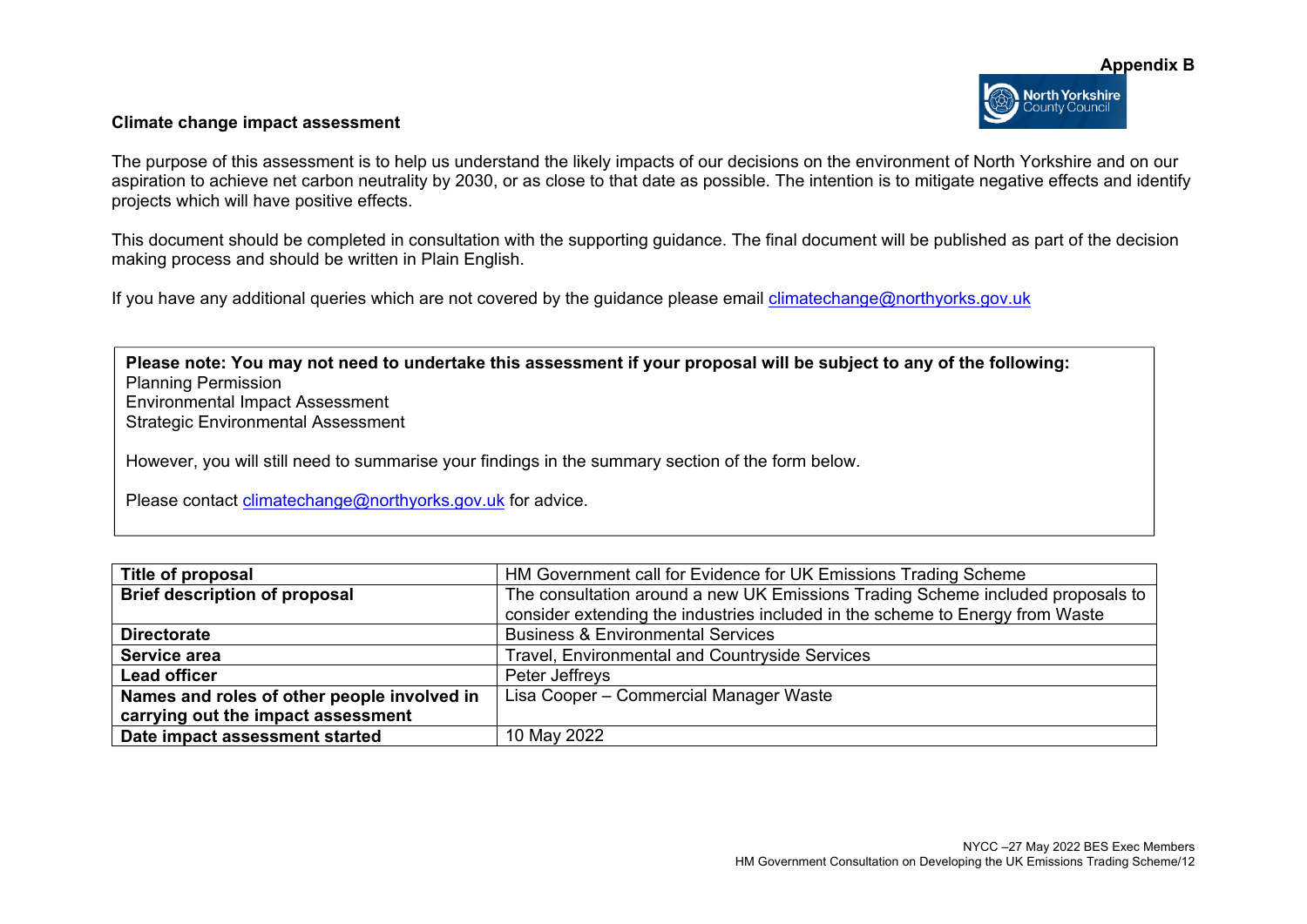**Appendix B**

North Yorkshire County Council

**Climate change impact assessment**

The purpose of this assessment is to help us understand the likely impacts of our decisions on the environment of North Yorkshire and on our aspiration to achieve net carbon neutrality by 2030, or as close to that date as possible. The intention is to mitigate negative effects and identify projects which will have positive effects.

This document should be completed in consultation with the supporting guidance. The final document will be published as part of the decision making process and should be written in Plain English.

If you have any additional queries which are not covered by the guidance please email climatechange@northyorks.gov.uk

> **Please note: You may not need to undertake this assessment if your proposal will be subject to any of the following:**
> Planning Permission
> Environmental Impact Assessment
> Strategic Environmental Assessment
>
> However, you will still need to summarise your findings in the summary section of the form below.
>
> Please contact climatechange@northyorks.gov.uk for advice.

| | |
|---|---|
| **Title of proposal** | HM Government call for Evidence for UK Emissions Trading Scheme |
| **Brief description of proposal** | The consultation around a new UK Emissions Trading Scheme included proposals to consider extending the industries included in the scheme to Energy from Waste |
| **Directorate** | Business & Environmental Services |
| **Service area** | Travel, Environmental and Countryside Services |
| **Lead officer** | Peter Jeffreys |
| **Names and roles of other people involved in carrying out the impact assessment** | Lisa Cooper – Commercial Manager Waste |
| **Date impact assessment started** | 10 May 2022 |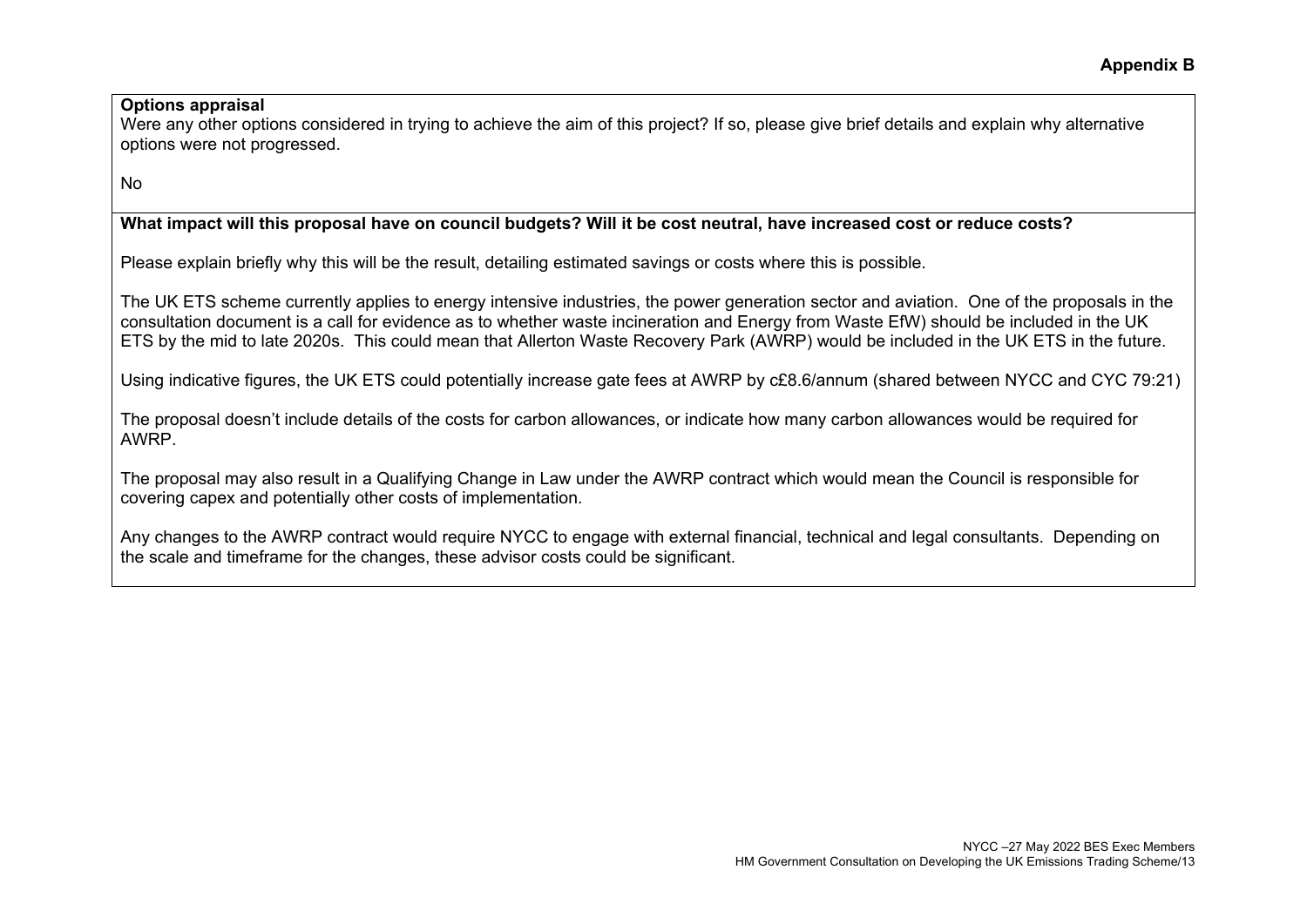**Appendix B**

**Options appraisal**
Were any other options considered in trying to achieve the aim of this project? If so, please give brief details and explain why alternative options were not progressed.

No

**What impact will this proposal have on council budgets? Will it be cost neutral, have increased cost or reduce costs?**

Please explain briefly why this will be the result, detailing estimated savings or costs where this is possible.

The UK ETS scheme currently applies to energy intensive industries, the power generation sector and aviation. One of the proposals in the consultation document is a call for evidence as to whether waste incineration and Energy from Waste EfW) should be included in the UK ETS by the mid to late 2020s. This could mean that Allerton Waste Recovery Park (AWRP) would be included in the UK ETS in the future.

Using indicative figures, the UK ETS could potentially increase gate fees at AWRP by c£8.6/annum (shared between NYCC and CYC 79:21)

The proposal doesn't include details of the costs for carbon allowances, or indicate how many carbon allowances would be required for AWRP.

The proposal may also result in a Qualifying Change in Law under the AWRP contract which would mean the Council is responsible for covering capex and potentially other costs of implementation.

Any changes to the AWRP contract would require NYCC to engage with external financial, technical and legal consultants. Depending on the scale and timeframe for the changes, these advisor costs could be significant.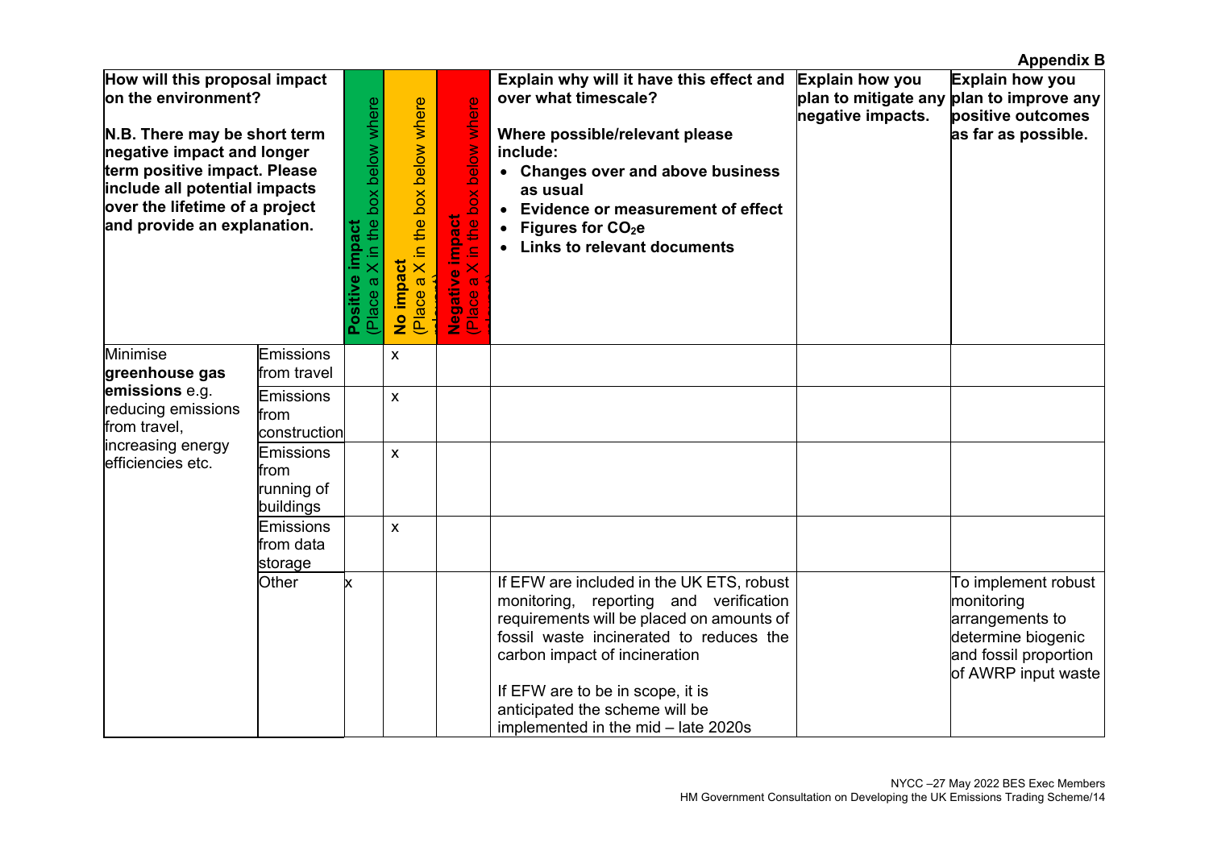**Appendix B**

| How will this proposal impact on the environment?<br><br>N.B. There may be short term negative impact and longer term positive impact. Please include all potential impacts over the lifetime of a project and provide an explanation. | | **Positive impact** (Place a X in the box below where relevant) | **No impact** (Place a X in the box below where relevant) | **Negative impact** (Place a X in the box below where relevant) | **Explain why will it have this effect and over what timescale?**<br><br>**Where possible/relevant please include:**<br>• **Changes over and above business as usual**<br>• **Evidence or measurement of effect**<br>• **Figures for $CO_2e$**<br>• **Links to relevant documents** | **Explain how you plan to mitigate any negative impacts.** | **Explain how you plan to improve any positive outcomes as far as possible.** |
|---|---|---|---|---|---|---|---|
| Minimise **greenhouse gas emissions** e.g. reducing emissions from travel, increasing energy efficiencies etc. | Emissions from travel | | x | | | | |
| | Emissions from construction | | x | | | | |
| | Emissions from running of buildings | | x | | | | |
| | Emissions from data storage | | x | | | | |
| | Other | x | | | If EFW are included in the UK ETS, robust monitoring, reporting and verification requirements will be placed on amounts of fossil waste incinerated to reduces the carbon impact of incineration<br><br>If EFW are to be in scope, it is anticipated the scheme will be implemented in the mid – late 2020s | | To implement robust monitoring arrangements to determine biogenic and fossil proportion of AWRP input waste |

NYCC –27 May 2022 BES Exec Members
HM Government Consultation on Developing the UK Emissions Trading Scheme/14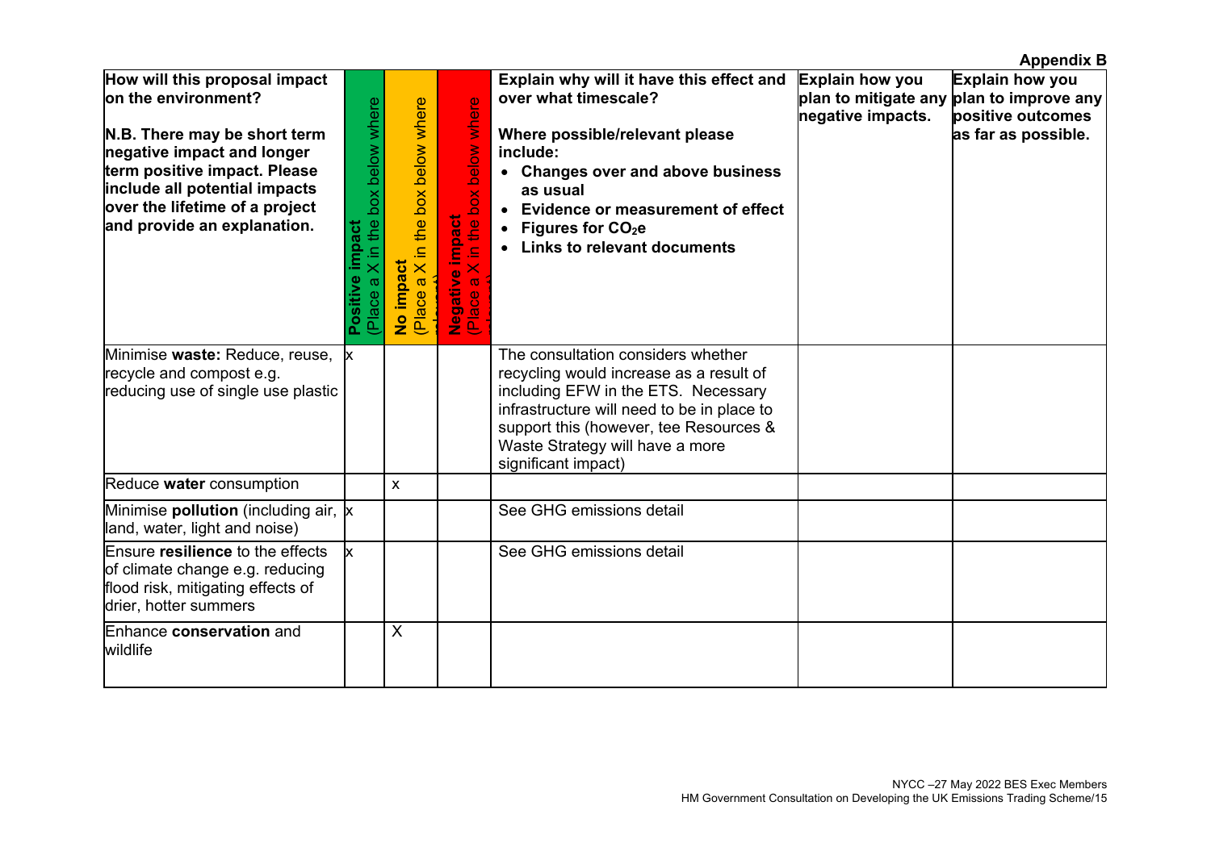**Appendix B**

| **How will this proposal impact on the environment?**<br><br>**N.B. There may be short term negative impact and longer term positive impact. Please include all potential impacts over the lifetime of a project and provide an explanation.** | **Positive impact** (Place a X in the box below where relevant) | **No impact** (Place a X in the box below where relevant) | **Negative impact** (Place a X in the box below where relevant) | **Explain why will it have this effect and over what timescale?**<br><br>**Where possible/relevant please include:**<br>• **Changes over and above business as usual**<br>• **Evidence or measurement of effect**<br>• **Figures for $CO_2e$**<br>• **Links to relevant documents** | **Explain how you plan to mitigate any negative impacts.** | **Explain how you plan to improve any positive outcomes as far as possible.** |
|---|---|---|---|---|---|---|
| Minimise **waste:** Reduce, reuse, recycle and compost e.g. reducing use of single use plastic | x | | | The consultation considers whether recycling would increase as a result of including EFW in the ETS. Necessary infrastructure will need to be in place to support this (however, tee Resources & Waste Strategy will have a more significant impact) | | |
| Reduce **water** consumption | | x | | | | |
| Minimise **pollution** (including air, land, water, light and noise) | x | | | See GHG emissions detail | | |
| Ensure **resilience** to the effects of climate change e.g. reducing flood risk, mitigating effects of drier, hotter summers | x | | | See GHG emissions detail | | |
| Enhance **conservation** and wildlife | | X | | | | |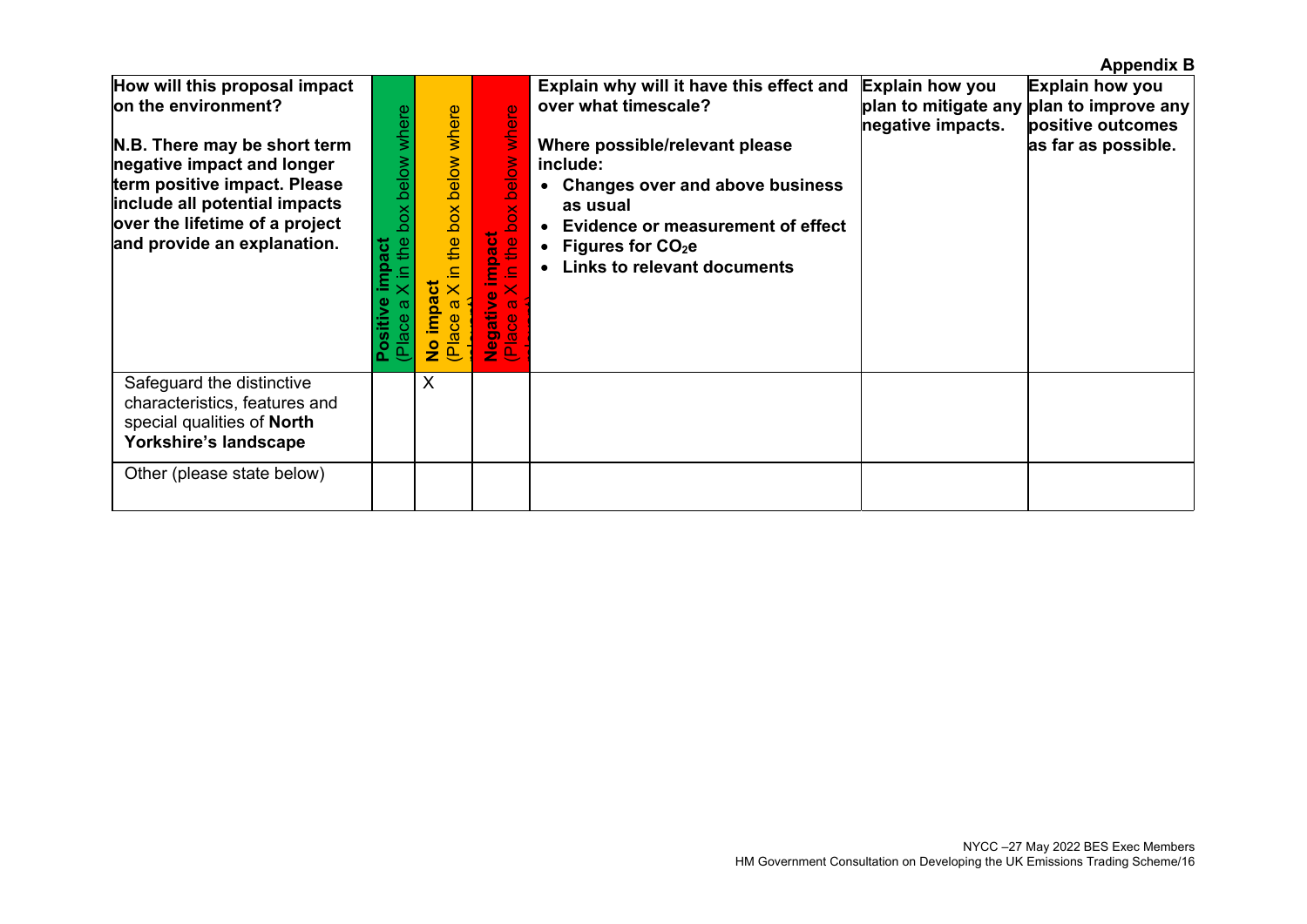**Appendix B**

| **How will this proposal impact on the environment?**<br><br>**N.B. There may be short term negative impact and longer term positive impact. Please include all potential impacts over the lifetime of a project and provide an explanation.** | **Positive impact** (Place a X in the box below where relevant) | **No impact** (Place a X in the box below where relevant) | **Negative impact** (Place a X in the box below where relevant) | **Explain why will it have this effect and over what timescale?**<br><br>**Where possible/relevant please include:**<br>• **Changes over and above business as usual**<br>• **Evidence or measurement of effect**<br>• **Figures for $CO_2$e**<br>• **Links to relevant documents** | **Explain how you plan to mitigate any negative impacts.** | **Explain how you plan to improve any positive outcomes as far as possible.** |
|---|---|---|---|---|---|---|
| Safeguard the distinctive characteristics, features and special qualities of **North Yorkshire's landscape** | | X | | | | |
| Other (please state below) | | | | | | |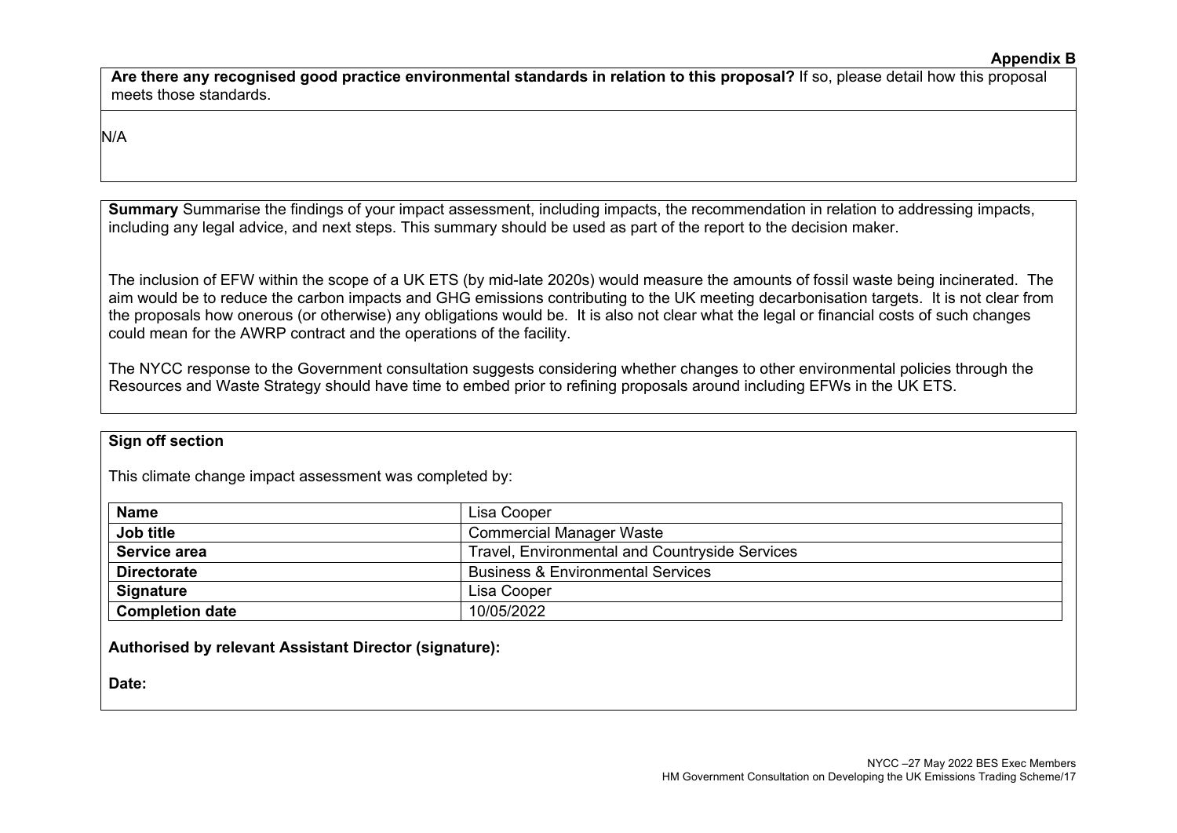**Appendix B**

**Are there any recognised good practice environmental standards in relation to this proposal?** If so, please detail how this proposal meets those standards.

N/A

**Summary** Summarise the findings of your impact assessment, including impacts, the recommendation in relation to addressing impacts, including any legal advice, and next steps. This summary should be used as part of the report to the decision maker.

The inclusion of EFW within the scope of a UK ETS (by mid-late 2020s) would measure the amounts of fossil waste being incinerated. The aim would be to reduce the carbon impacts and GHG emissions contributing to the UK meeting decarbonisation targets. It is not clear from the proposals how onerous (or otherwise) any obligations would be. It is also not clear what the legal or financial costs of such changes could mean for the AWRP contract and the operations of the facility.

The NYCC response to the Government consultation suggests considering whether changes to other environmental policies through the Resources and Waste Strategy should have time to embed prior to refining proposals around including EFWs in the UK ETS.

**Sign off section**

This climate change impact assessment was completed by:

| | |
|---|---|
| **Name** | Lisa Cooper |
| **Job title** | Commercial Manager Waste |
| **Service area** | Travel, Environmental and Countryside Services |
| **Directorate** | Business & Environmental Services |
| **Signature** | Lisa Cooper |
| **Completion date** | 10/05/2022 |

**Authorised by relevant Assistant Director (signature):**

**Date:**